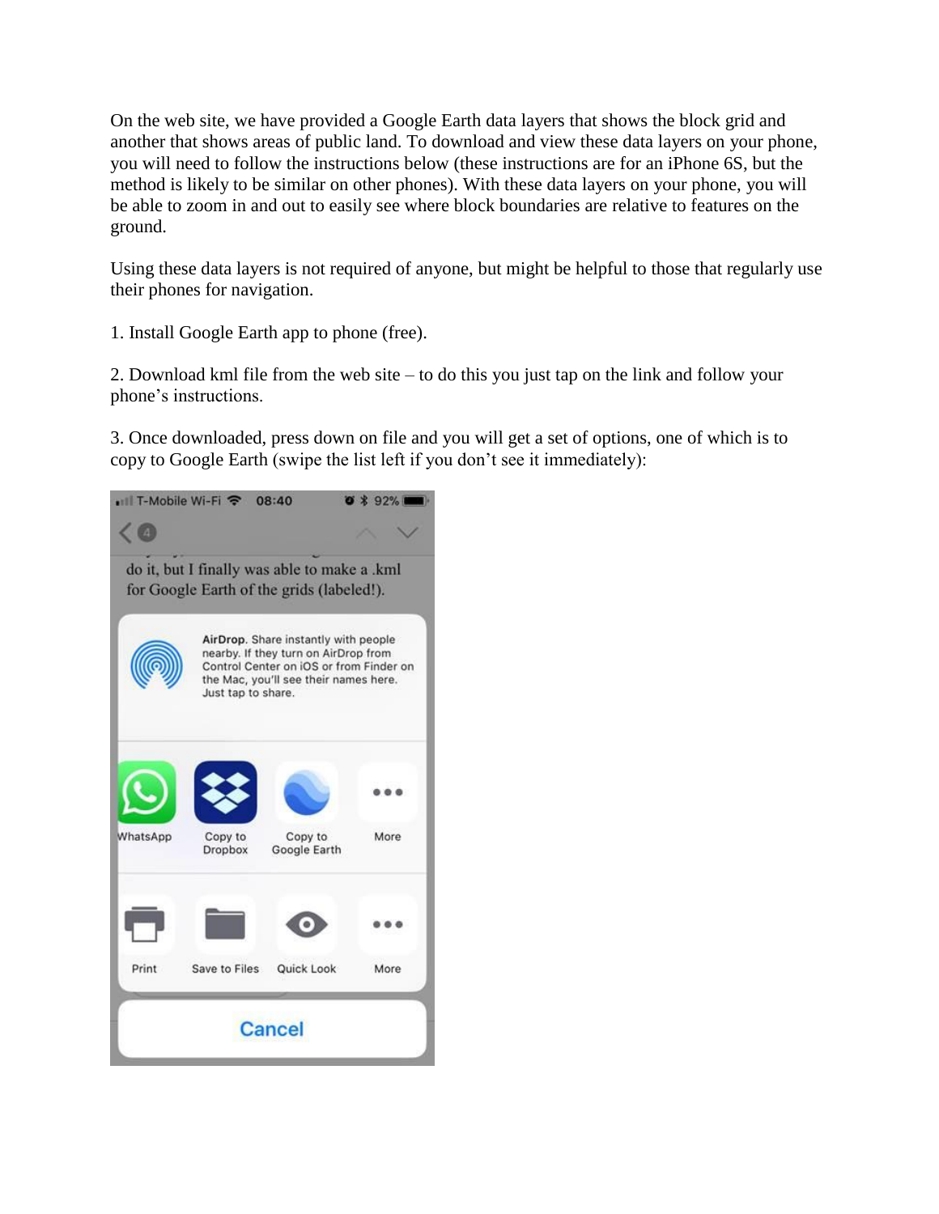On the web site, we have provided a Google Earth data layers that shows the block grid and another that shows areas of public land. To download and view these data layers on your phone, you will need to follow the instructions below (these instructions are for an iPhone 6S, but the method is likely to be similar on other phones). With these data layers on your phone, you will be able to zoom in and out to easily see where block boundaries are relative to features on the ground.

Using these data layers is not required of anyone, but might be helpful to those that regularly use their phones for navigation.

1. Install Google Earth app to phone (free).

2. Download kml file from the web site – to do this you just tap on the link and follow your phone's instructions.

3. Once downloaded, press down on file and you will get a set of options, one of which is to copy to Google Earth (swipe the list left if you don't see it immediately):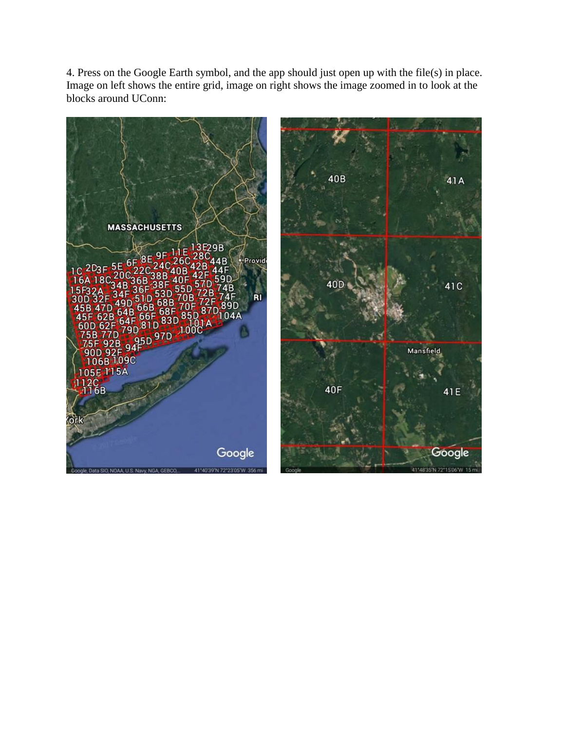4. Press on the Google Earth symbol, and the app should just open up with the file(s) in place. Image on left shows the entire grid, image on right shows the image zoomed in to look at the blocks around UConn: